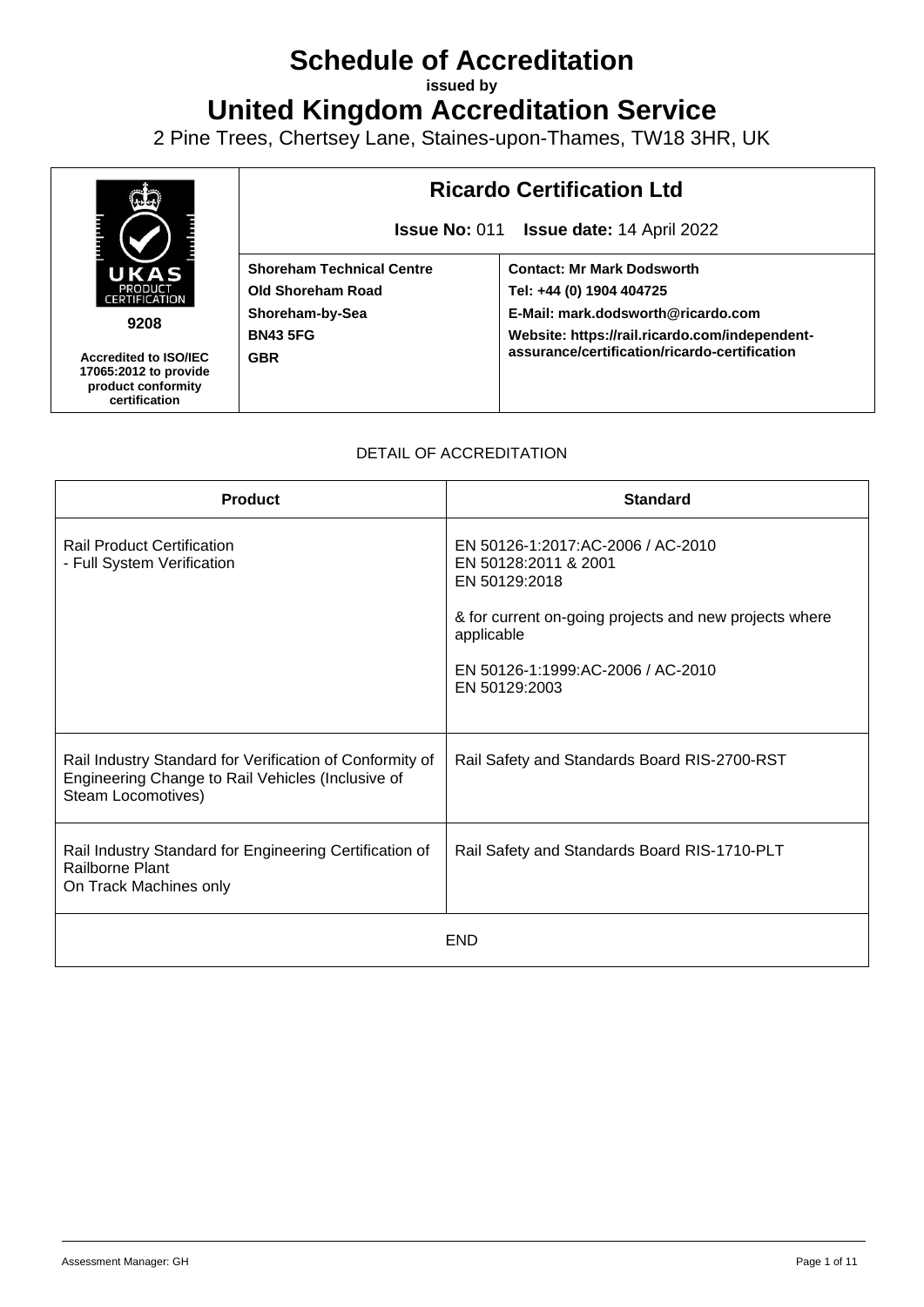# Schedule of Accreditation

**issued by**

# United Kingdom Accreditation Service

2 Pine Trees, Chertsey Lane, Staines-upon-Thames, TW18 3HR, UK

| UKAS PRODUCT CERTIFICATION **9208** **Accredited to ISO/IEC 17065:2012 to provide product conformity certification** | **Ricardo Certification Ltd** **Issue No:** 011 **Issue date:** 14 April 2022 | |
|---|---|---|
| | **Shoreham Technical Centre** **Old Shoreham Road** **Shoreham-by-Sea** **BN43 5FG** **GBR** | **Contact: Mr Mark Dodsworth** **Tel: +44 (0) 1904 404725** **E-Mail: mark.dodsworth@ricardo.com** **Website: https://rail.ricardo.com/independent-assurance/certification/ricardo-certification** |

DETAIL OF ACCREDITATION

| Product | Standard |
|---|---|
| Rail Product Certification<br>- Full System Verification | EN 50126-1:2017:AC-2006 / AC-2010<br>EN 50128:2011 & 2001<br>EN 50129:2018<br><br>& for current on-going projects and new projects where applicable<br><br>EN 50126-1:1999:AC-2006 / AC-2010<br>EN 50129:2003 |
| Rail Industry Standard for Verification of Conformity of Engineering Change to Rail Vehicles (Inclusive of Steam Locomotives) | Rail Safety and Standards Board RIS-2700-RST |
| Rail Industry Standard for Engineering Certification of Railborne Plant<br>On Track Machines only | Rail Safety and Standards Board RIS-1710-PLT |
| END | |

Assessment Manager: GH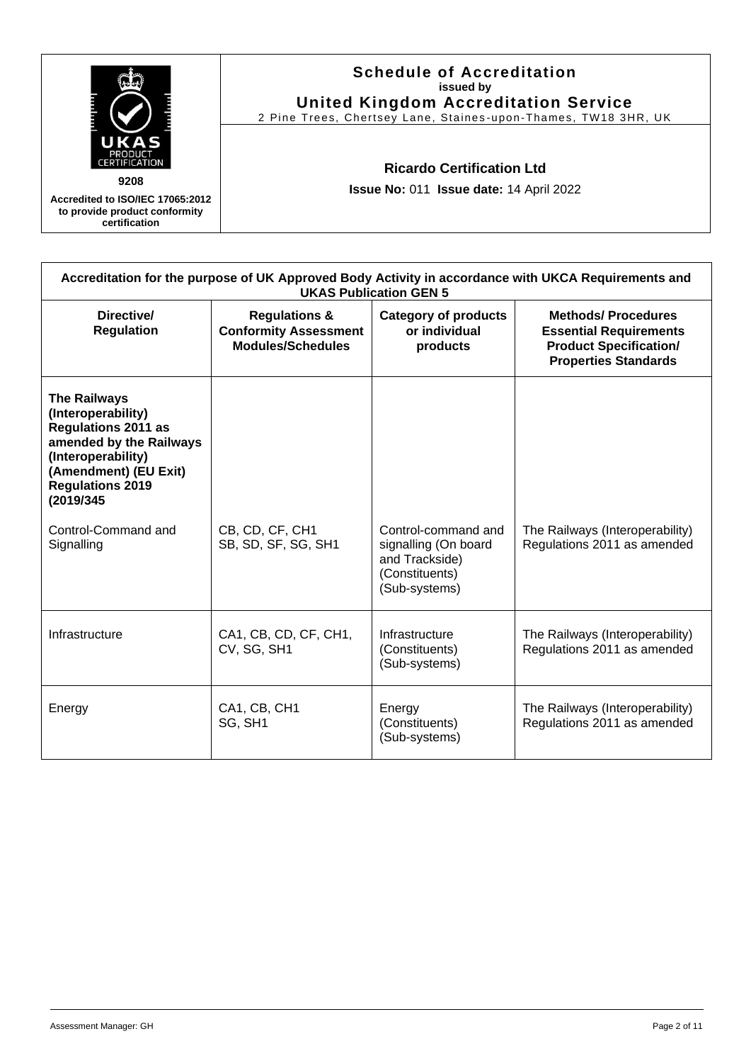**Schedule of Accreditation**
**issued by**
**United Kingdom Accreditation Service**
2 Pine Trees, Chertsey Lane, Staines-upon-Thames, TW18 3HR, UK

**9208**

**Accredited to ISO/IEC 17065:2012 to provide product conformity certification**

**Ricardo Certification Ltd**

**Issue No:** 011 **Issue date:** 14 April 2022

| **Accreditation for the purpose of UK Approved Body Activity in accordance with UKCA Requirements and UKAS Publication GEN 5** | | | |
|---|---|---|---|
| **Directive/ Regulation** | **Regulations & Conformity Assessment Modules/Schedules** | **Category of products or individual products** | **Methods/ Procedures Essential Requirements Product Specification/ Properties Standards** |
| **The Railways (Interoperability) Regulations 2011 as amended by the Railways (Interoperability) (Amendment) (EU Exit) Regulations 2019 (2019/345** | | | |
| Control-Command and Signalling | CB, CD, CF, CH1 SB, SD, SF, SG, SH1 | Control-command and signalling (On board and Trackside) (Constituents) (Sub-systems) | The Railways (Interoperability) Regulations 2011 as amended |
| Infrastructure | CA1, CB, CD, CF, CH1, CV, SG, SH1 | Infrastructure (Constituents) (Sub-systems) | The Railways (Interoperability) Regulations 2011 as amended |
| Energy | CA1, CB, CH1 SG, SH1 | Energy (Constituents) (Sub-systems) | The Railways (Interoperability) Regulations 2011 as amended |

Assessment Manager: GH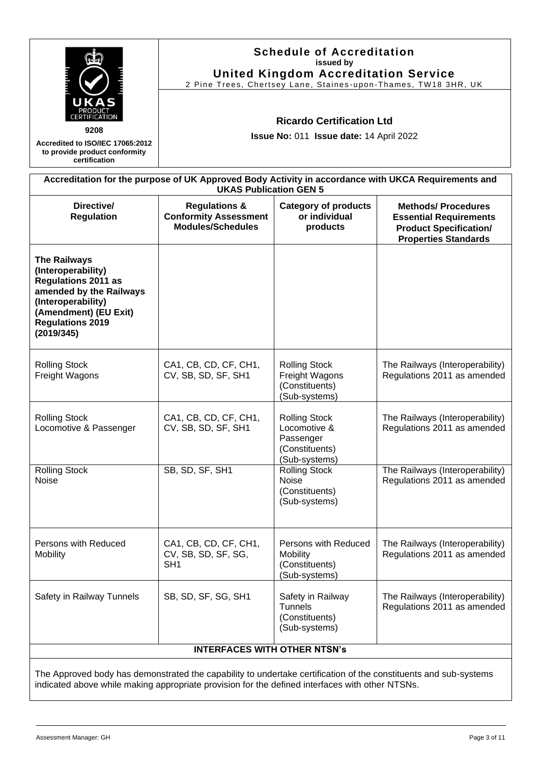**9208**

**Accredited to ISO/IEC 17065:2012 to provide product conformity certification**

# Schedule of Accreditation
**issued by**
## United Kingdom Accreditation Service
2 Pine Trees, Chertsey Lane, Staines-upon-Thames, TW18 3HR, UK

### Ricardo Certification Ltd

**Issue No:** 011 **Issue date:** 14 April 2022

**Accreditation for the purpose of UK Approved Body Activity in accordance with UKCA Requirements and UKAS Publication GEN 5**

| Directive/ Regulation | Regulations & Conformity Assessment Modules/Schedules | Category of products or individual products | Methods/ Procedures Essential Requirements Product Specification/ Properties Standards |
|---|---|---|---|
| **The Railways (Interoperability) Regulations 2011 as amended by the Railways (Interoperability) (Amendment) (EU Exit) Regulations 2019 (2019/345)** | | | |
| Rolling Stock Freight Wagons | CA1, CB, CD, CF, CH1, CV, SB, SD, SF, SH1 | Rolling Stock Freight Wagons (Constituents) (Sub-systems) | The Railways (Interoperability) Regulations 2011 as amended |
| Rolling Stock Locomotive & Passenger | CA1, CB, CD, CF, CH1, CV, SB, SD, SF, SH1 | Rolling Stock Locomotive & Passenger (Constituents) (Sub-systems) | The Railways (Interoperability) Regulations 2011 as amended |
| Rolling Stock Noise | SB, SD, SF, SH1 | Rolling Stock Noise (Constituents) (Sub-systems) | The Railways (Interoperability) Regulations 2011 as amended |
| Persons with Reduced Mobility | CA1, CB, CD, CF, CH1, CV, SB, SD, SF, SG, SH1 | Persons with Reduced Mobility (Constituents) (Sub-systems) | The Railways (Interoperability) Regulations 2011 as amended |
| Safety in Railway Tunnels | SB, SD, SF, SG, SH1 | Safety in Railway Tunnels (Constituents) (Sub-systems) | The Railways (Interoperability) Regulations 2011 as amended |

**INTERFACES WITH OTHER NTSN's**

The Approved body has demonstrated the capability to undertake certification of the constituents and sub-systems indicated above while making appropriate provision for the defined interfaces with other NTSNs.

Assessment Manager: GH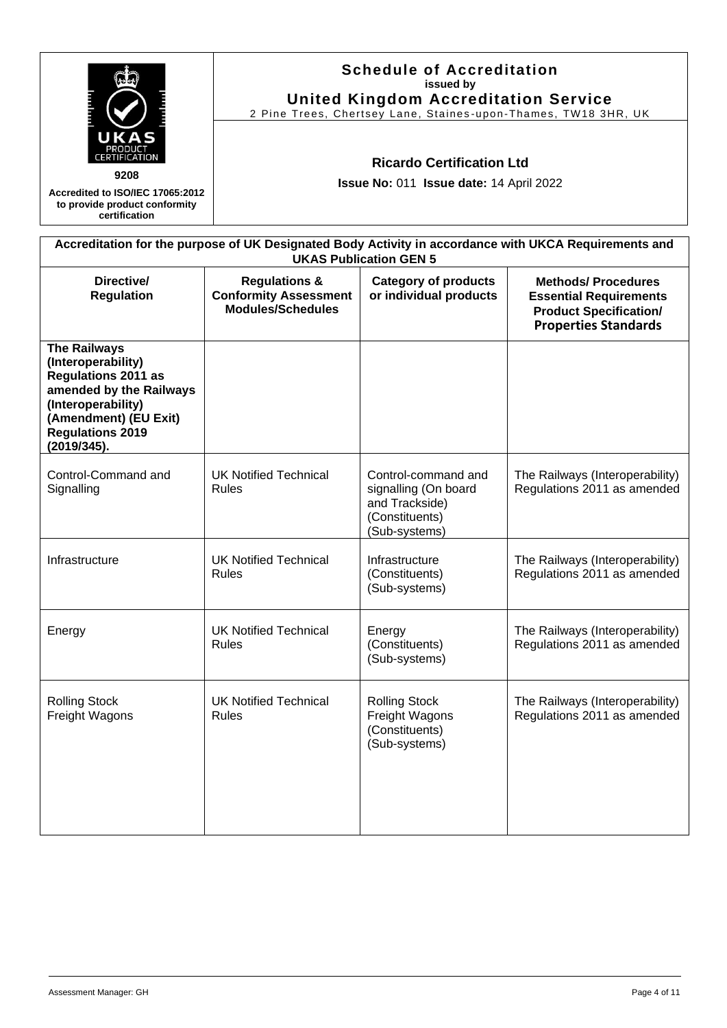9208

Accredited to ISO/IEC 17065:2012 to provide product conformity certification

**Schedule of Accreditation**
**issued by**
**United Kingdom Accreditation Service**
2 Pine Trees, Chertsey Lane, Staines-upon-Thames, TW18 3HR, UK

**Ricardo Certification Ltd**

**Issue No:** 011 **Issue date:** 14 April 2022

| **Accreditation for the purpose of UK Designated Body Activity in accordance with UKCA Requirements and UKAS Publication GEN 5** | | | |
|---|---|---|---|
| **Directive/ Regulation** | **Regulations & Conformity Assessment Modules/Schedules** | **Category of products or individual products** | **Methods/ Procedures Essential Requirements Product Specification/ Properties Standards** |
| **The Railways (Interoperability) Regulations 2011 as amended by the Railways (Interoperability) (Amendment) (EU Exit) Regulations 2019 (2019/345).** | | | |
| Control-Command and Signalling | UK Notified Technical Rules | Control-command and signalling (On board and Trackside) (Constituents) (Sub-systems) | The Railways (Interoperability) Regulations 2011 as amended |
| Infrastructure | UK Notified Technical Rules | Infrastructure (Constituents) (Sub-systems) | The Railways (Interoperability) Regulations 2011 as amended |
| Energy | UK Notified Technical Rules | Energy (Constituents) (Sub-systems) | The Railways (Interoperability) Regulations 2011 as amended |
| Rolling Stock Freight Wagons | UK Notified Technical Rules | Rolling Stock Freight Wagons (Constituents) (Sub-systems) | The Railways (Interoperability) Regulations 2011 as amended |

Assessment Manager: GH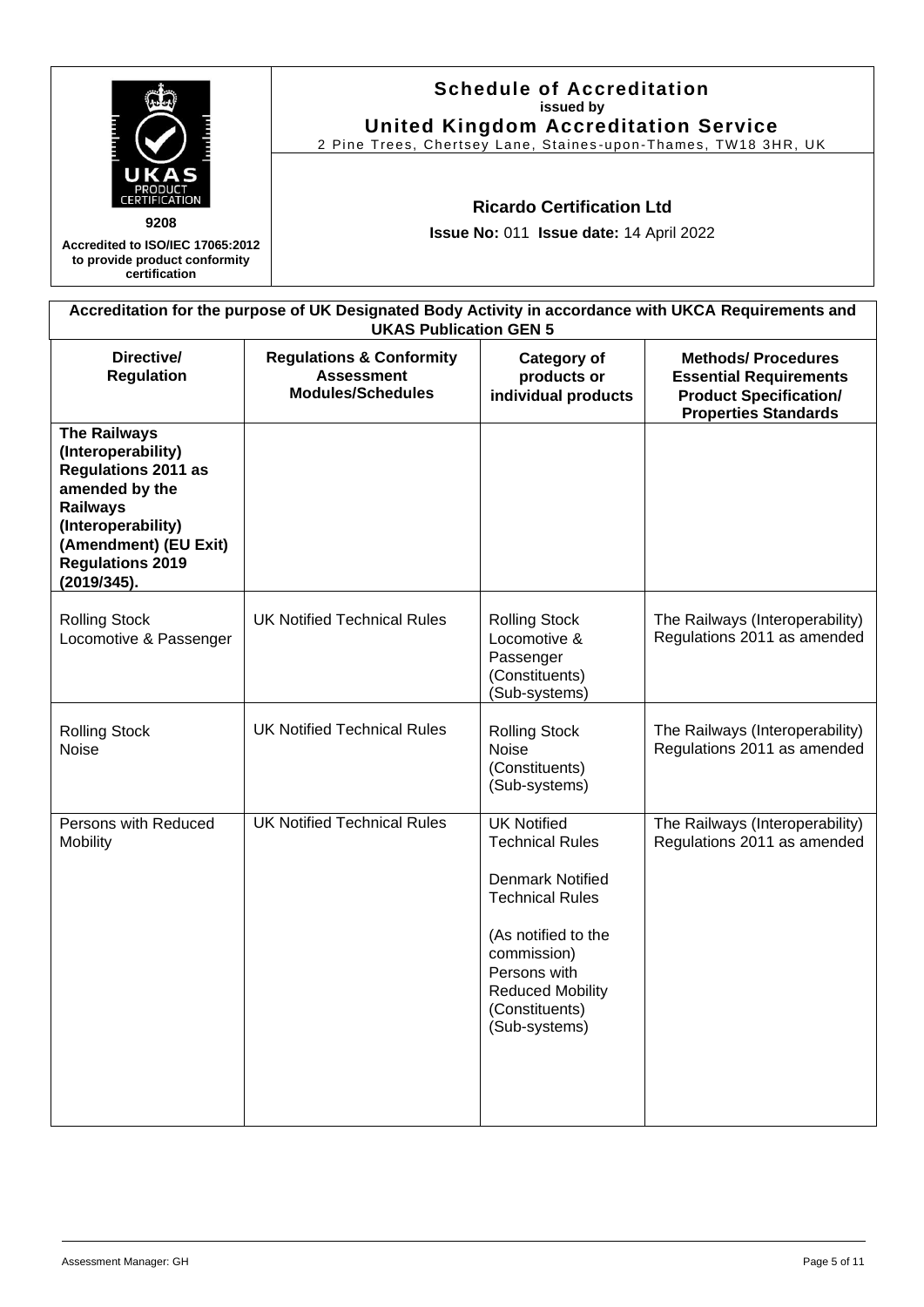9208

Accredited to ISO/IEC 17065:2012 to provide product conformity certification

**Schedule of Accreditation**
**issued by**
**United Kingdom Accreditation Service**
2 Pine Trees, Chertsey Lane, Staines-upon-Thames, TW18 3HR, UK

**Ricardo Certification Ltd**

**Issue No:** 011 **Issue date:** 14 April 2022

**Accreditation for the purpose of UK Designated Body Activity in accordance with UKCA Requirements and UKAS Publication GEN 5**

| Directive/ Regulation | Regulations & Conformity Assessment Modules/Schedules | Category of products or individual products | Methods/ Procedures Essential Requirements Product Specification/ Properties Standards |
|---|---|---|---|
| **The Railways (Interoperability) Regulations 2011 as amended by the Railways (Interoperability) (Amendment) (EU Exit) Regulations 2019 (2019/345).** | | | |
| Rolling Stock Locomotive & Passenger | UK Notified Technical Rules | Rolling Stock Locomotive & Passenger (Constituents) (Sub-systems) | The Railways (Interoperability) Regulations 2011 as amended |
| Rolling Stock Noise | UK Notified Technical Rules | Rolling Stock Noise (Constituents) (Sub-systems) | The Railways (Interoperability) Regulations 2011 as amended |
| Persons with Reduced Mobility | UK Notified Technical Rules | UK Notified Technical Rules<br><br>Denmark Notified Technical Rules<br><br>(As notified to the commission) Persons with Reduced Mobility (Constituents) (Sub-systems) | The Railways (Interoperability) Regulations 2011 as amended |

Assessment Manager: GH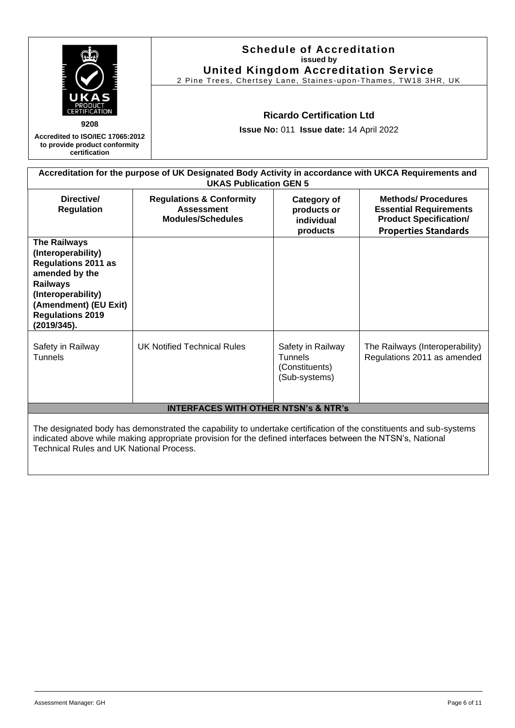9208

**Accredited to ISO/IEC 17065:2012 to provide product conformity certification**

# Schedule of Accreditation

**issued by**

## United Kingdom Accreditation Service

2 Pine Trees, Chertsey Lane, Staines-upon-Thames, TW18 3HR, UK

### Ricardo Certification Ltd

**Issue No:** 011 **Issue date:** 14 April 2022

**Accreditation for the purpose of UK Designated Body Activity in accordance with UKCA Requirements and UKAS Publication GEN 5**

| Directive/ Regulation | Regulations & Conformity Assessment Modules/Schedules | Category of products or individual products | Methods/ Procedures Essential Requirements Product Specification/ Properties Standards |
|---|---|---|---|
| **The Railways (Interoperability) Regulations 2011 as amended by the Railways (Interoperability) (Amendment) (EU Exit) Regulations 2019 (2019/345).** | | | |
| Safety in Railway Tunnels | UK Notified Technical Rules | Safety in Railway Tunnels (Constituents) (Sub-systems) | The Railways (Interoperability) Regulations 2011 as amended |

**INTERFACES WITH OTHER NTSN's & NTR's**

The designated body has demonstrated the capability to undertake certification of the constituents and sub-systems indicated above while making appropriate provision for the defined interfaces between the NTSN's, National Technical Rules and UK National Process.

Assessment Manager: GH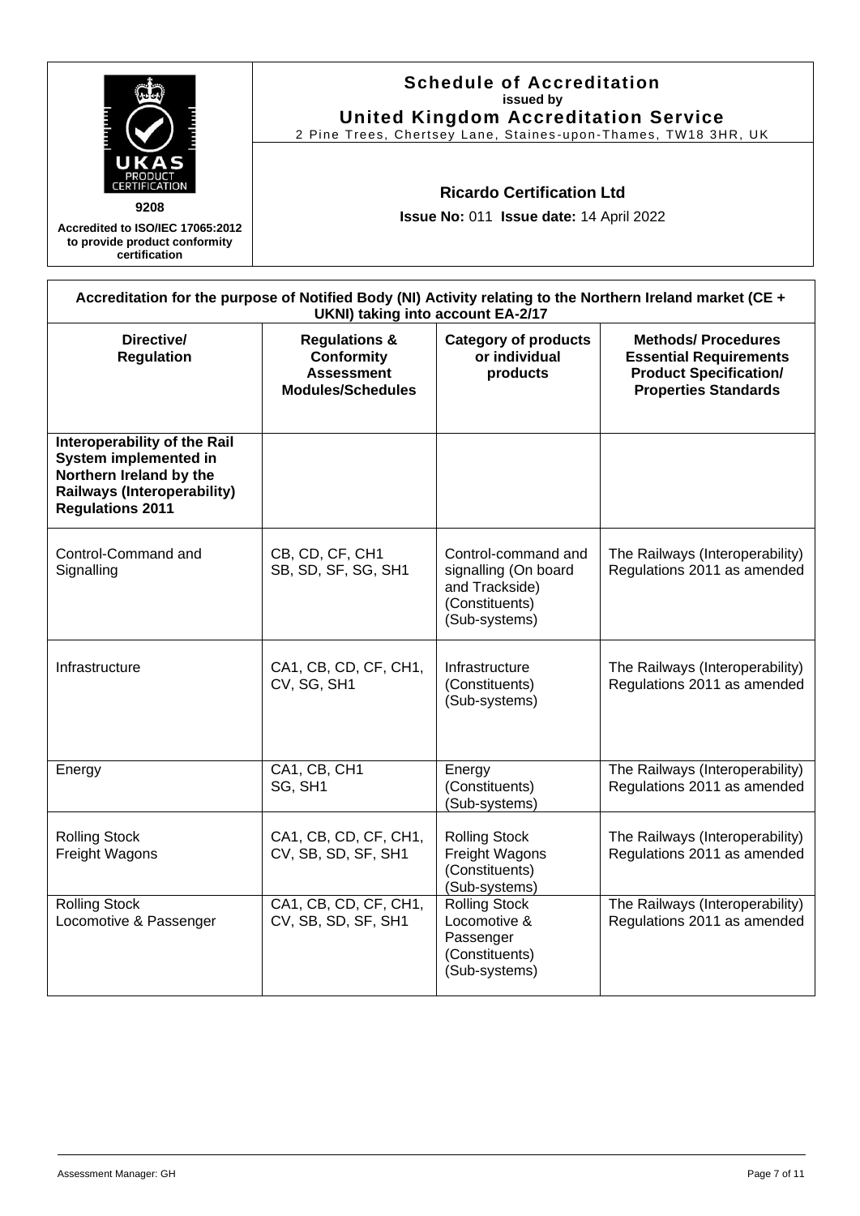**9208**

**Accredited to ISO/IEC 17065:2012 to provide product conformity certification**

# Schedule of Accreditation
**issued by**
## United Kingdom Accreditation Service
2 Pine Trees, Chertsey Lane, Staines-upon-Thames, TW18 3HR, UK

### Ricardo Certification Ltd

**Issue No:** 011 **Issue date:** 14 April 2022

| **Accreditation for the purpose of Notified Body (NI) Activity relating to the Northern Ireland market (CE + UKNI) taking into account EA-2/17** | | | |
|---|---|---|---|
| **Directive/ Regulation** | **Regulations & Conformity Assessment Modules/Schedules** | **Category of products or individual products** | **Methods/ Procedures Essential Requirements Product Specification/ Properties Standards** |
| **Interoperability of the Rail System implemented in Northern Ireland by the Railways (Interoperability) Regulations 2011** | | | |
| Control-Command and Signalling | CB, CD, CF, CH1 SB, SD, SF, SG, SH1 | Control-command and signalling (On board and Trackside) (Constituents) (Sub-systems) | The Railways (Interoperability) Regulations 2011 as amended |
| Infrastructure | CA1, CB, CD, CF, CH1, CV, SG, SH1 | Infrastructure (Constituents) (Sub-systems) | The Railways (Interoperability) Regulations 2011 as amended |
| Energy | CA1, CB, CH1 SG, SH1 | Energy (Constituents) (Sub-systems) | The Railways (Interoperability) Regulations 2011 as amended |
| Rolling Stock Freight Wagons | CA1, CB, CD, CF, CH1, CV, SB, SD, SF, SH1 | Rolling Stock Freight Wagons (Constituents) (Sub-systems) | The Railways (Interoperability) Regulations 2011 as amended |
| Rolling Stock Locomotive & Passenger | CA1, CB, CD, CF, CH1, CV, SB, SD, SF, SH1 | Rolling Stock Locomotive & Passenger (Constituents) (Sub-systems) | The Railways (Interoperability) Regulations 2011 as amended |

Assessment Manager: GH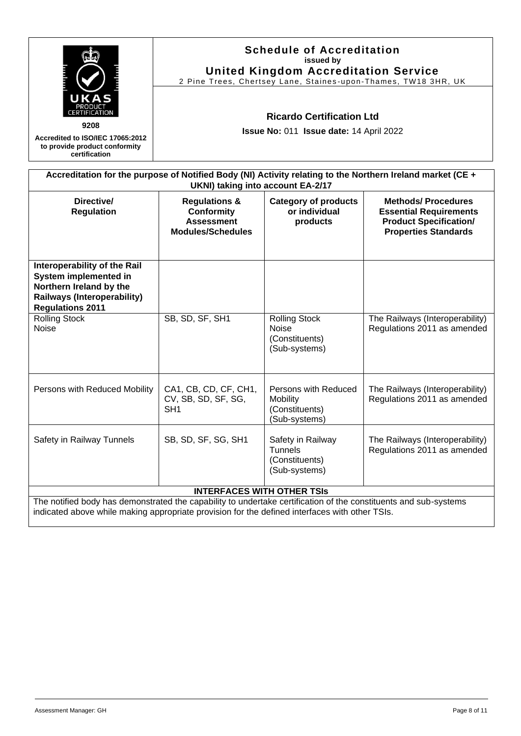9208

Accredited to ISO/IEC 17065:2012 to provide product conformity certification

**Schedule of Accreditation**
**issued by**
**United Kingdom Accreditation Service**
2 Pine Trees, Chertsey Lane, Staines-upon-Thames, TW18 3HR, UK

**Ricardo Certification Ltd**

**Issue No:** 011 **Issue date:** 14 April 2022

| **Accreditation for the purpose of Notified Body (NI) Activity relating to the Northern Ireland market (CE + UKNI) taking into account EA-2/17** | | | |
|---|---|---|---|
| **Directive/ Regulation** | **Regulations & Conformity Assessment Modules/Schedules** | **Category of products or individual products** | **Methods/ Procedures Essential Requirements Product Specification/ Properties Standards** |
| **Interoperability of the Rail System implemented in Northern Ireland by the Railways (Interoperability) Regulations 2011** | | | |
| Rolling Stock Noise | SB, SD, SF, SH1 | Rolling Stock Noise (Constituents) (Sub-systems) | The Railways (Interoperability) Regulations 2011 as amended |
| Persons with Reduced Mobility | CA1, CB, CD, CF, CH1, CV, SB, SD, SF, SG, SH1 | Persons with Reduced Mobility (Constituents) (Sub-systems) | The Railways (Interoperability) Regulations 2011 as amended |
| Safety in Railway Tunnels | SB, SD, SF, SG, SH1 | Safety in Railway Tunnels (Constituents) (Sub-systems) | The Railways (Interoperability) Regulations 2011 as amended |
| **INTERFACES WITH OTHER TSIs** | | | |
| The notified body has demonstrated the capability to undertake certification of the constituents and sub-systems indicated above while making appropriate provision for the defined interfaces with other TSIs. | | | |

Assessment Manager: GH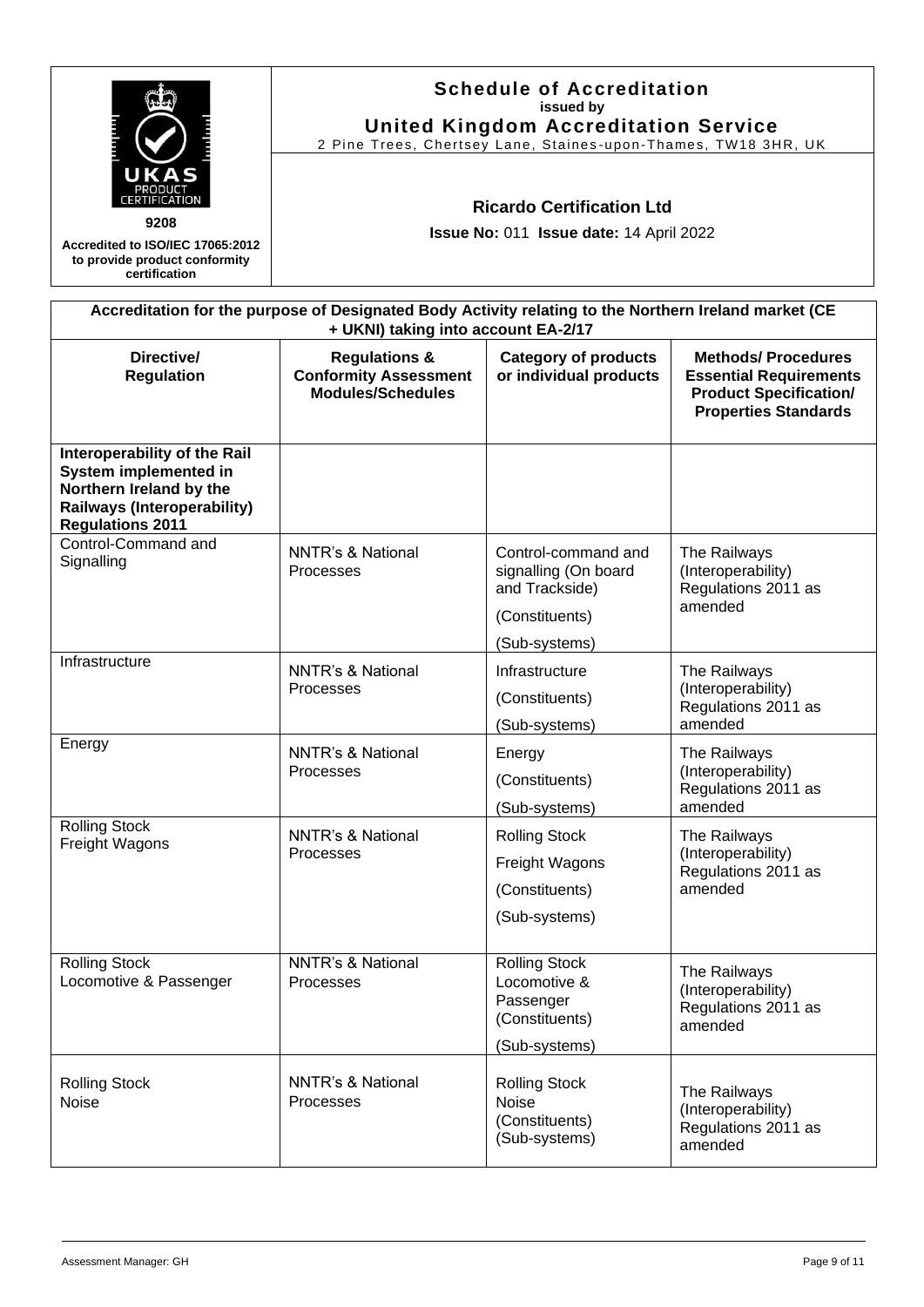| | **Schedule of Accreditation** issued by **United Kingdom Accreditation Service** 2 Pine Trees, Chertsey Lane, Staines-upon-Thames, TW18 3HR, UK |
|---|---|
| **9208** **Accredited to ISO/IEC 17065:2012 to provide product conformity certification** | **Ricardo Certification Ltd** **Issue No:** 011 **Issue date:** 14 April 2022 |

**Accreditation for the purpose of Designated Body Activity relating to the Northern Ireland market (CE + UKNI) taking into account EA-2/17**

| Directive/ Regulation | Regulations & Conformity Assessment Modules/Schedules | Category of products or individual products | Methods/ Procedures Essential Requirements Product Specification/ Properties Standards |
|---|---|---|---|
| **Interoperability of the Rail System implemented in Northern Ireland by the Railways (Interoperability) Regulations 2011** | | | |
| Control-Command and Signalling | NNTR's & National Processes | Control-command and signalling (On board and Trackside)<br>(Constituents)<br>(Sub-systems) | The Railways (Interoperability) Regulations 2011 as amended |
| Infrastructure | NNTR's & National Processes | Infrastructure<br>(Constituents)<br>(Sub-systems) | The Railways (Interoperability) Regulations 2011 as amended |
| Energy | NNTR's & National Processes | Energy<br>(Constituents)<br>(Sub-systems) | The Railways (Interoperability) Regulations 2011 as amended |
| Rolling Stock Freight Wagons | NNTR's & National Processes | Rolling Stock<br>Freight Wagons<br>(Constituents)<br>(Sub-systems) | The Railways (Interoperability) Regulations 2011 as amended |
| Rolling Stock Locomotive & Passenger | NNTR's & National Processes | Rolling Stock Locomotive & Passenger<br>(Constituents)<br>(Sub-systems) | The Railways (Interoperability) Regulations 2011 as amended |
| Rolling Stock Noise | NNTR's & National Processes | Rolling Stock Noise<br>(Constituents)<br>(Sub-systems) | The Railways (Interoperability) Regulations 2011 as amended |

Assessment Manager: GH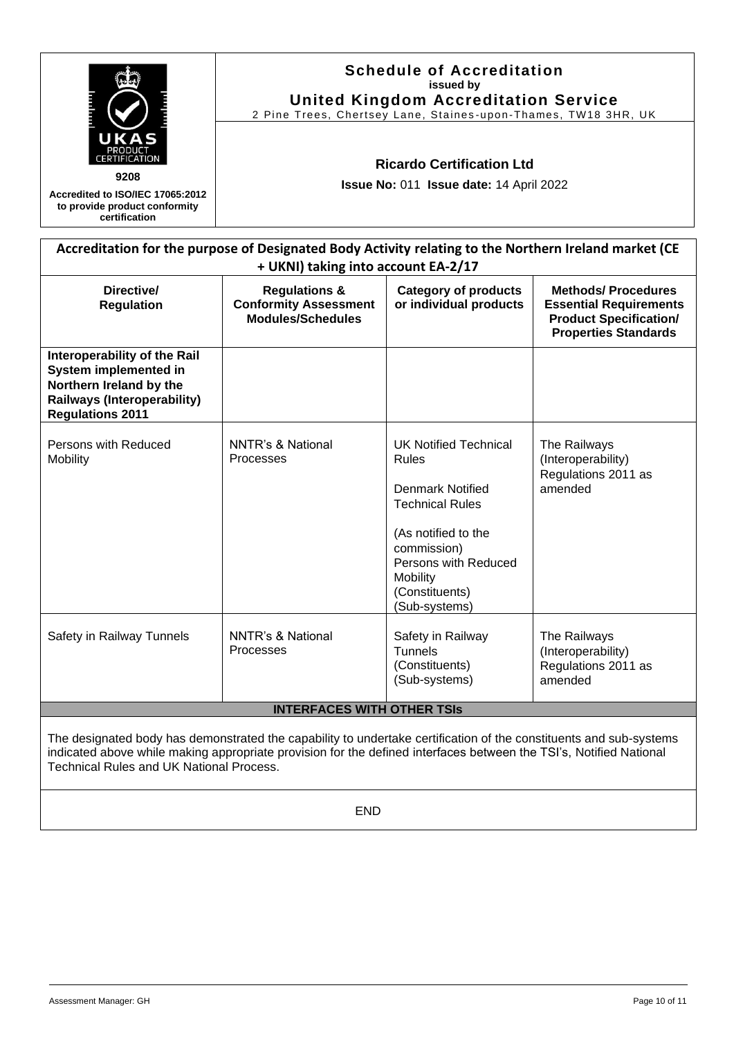**Schedule of Accreditation**
**issued by**
**United Kingdom Accreditation Service**
2 Pine Trees, Chertsey Lane, Staines-upon-Thames, TW18 3HR, UK

9208

**Accredited to ISO/IEC 17065:2012 to provide product conformity certification**

**Ricardo Certification Ltd**

**Issue No:** 011 **Issue date:** 14 April 2022

| **Accreditation for the purpose of Designated Body Activity relating to the Northern Ireland market (CE + UKNI) taking into account EA-2/17** | | | |
|---|---|---|---|
| **Directive/ Regulation** | **Regulations & Conformity Assessment Modules/Schedules** | **Category of products or individual products** | **Methods/ Procedures Essential Requirements Product Specification/ Properties Standards** |
| **Interoperability of the Rail System implemented in Northern Ireland by the Railways (Interoperability) Regulations 2011** | | | |
| Persons with Reduced Mobility | NNTR's & National Processes | UK Notified Technical Rules<br><br>Denmark Notified Technical Rules<br><br>(As notified to the commission) Persons with Reduced Mobility (Constituents) (Sub-systems) | The Railways (Interoperability) Regulations 2011 as amended |
| Safety in Railway Tunnels | NNTR's & National Processes | Safety in Railway Tunnels (Constituents) (Sub-systems) | The Railways (Interoperability) Regulations 2011 as amended |
| **INTERFACES WITH OTHER TSIs** | | | |

The designated body has demonstrated the capability to undertake certification of the constituents and sub-systems indicated above while making appropriate provision for the defined interfaces between the TSI's, Notified National Technical Rules and UK National Process.

END

Assessment Manager: GH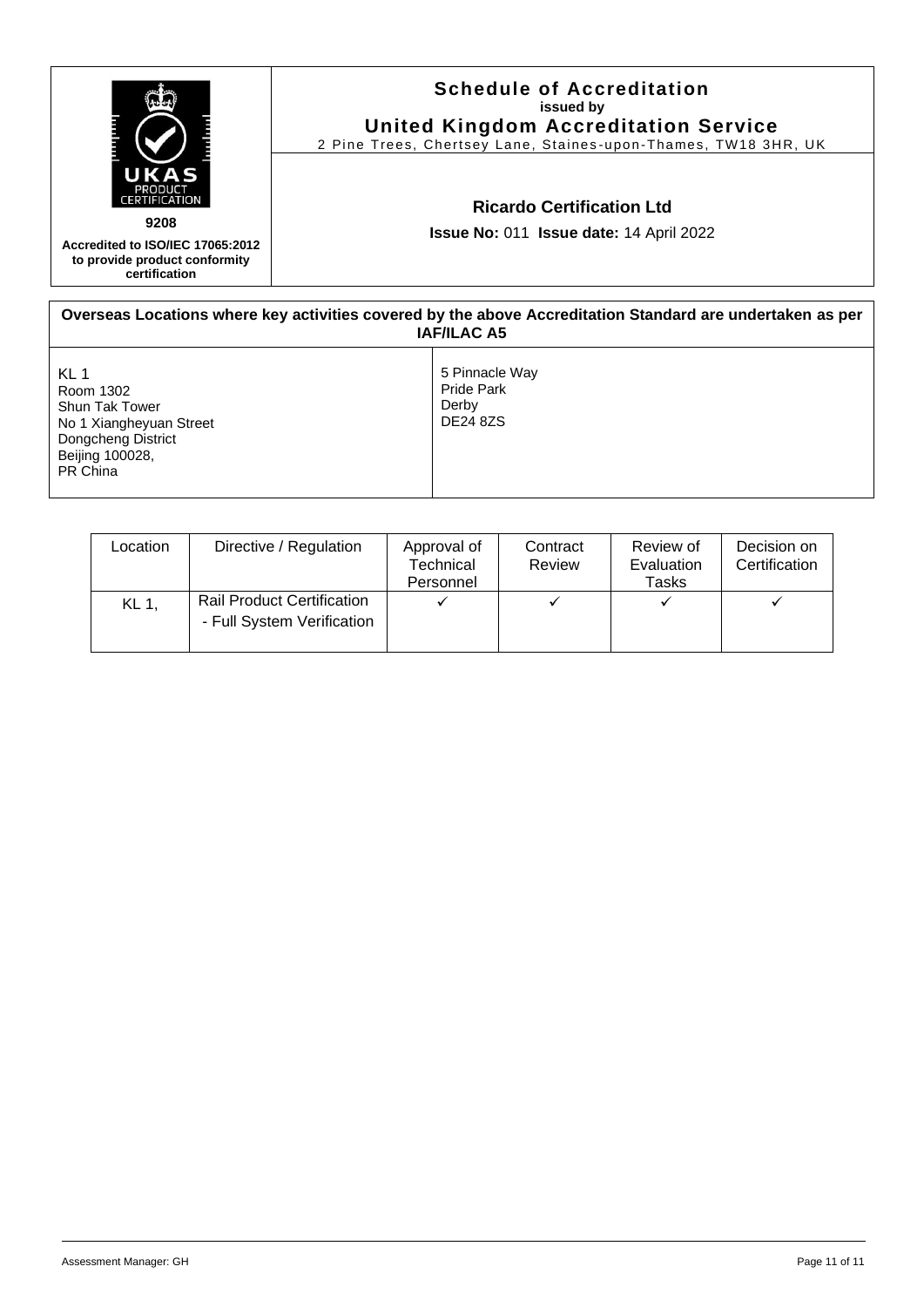| | |
|---|---|
| 9208<br>Accredited to ISO/IEC 17065:2012 to provide product conformity certification | **Schedule of Accreditation**<br>**issued by**<br>**United Kingdom Accreditation Service**<br>2 Pine Trees, Chertsey Lane, Staines-upon-Thames, TW18 3HR, UK<br><br>**Ricardo Certification Ltd**<br>**Issue No:** 011 **Issue date:** 14 April 2022 |

| **Overseas Locations where key activities covered by the above Accreditation Standard are undertaken as per IAF/ILAC A5** | |
|---|---|
| KL 1<br>Room 1302<br>Shun Tak Tower<br>No 1 Xiangheyuan Street<br>Dongcheng District<br>Beijing 100028,<br>PR China | 5 Pinnacle Way<br>Pride Park<br>Derby<br>DE24 8ZS |

| Location | Directive / Regulation | Approval of Technical Personnel | Contract Review | Review of Evaluation Tasks | Decision on Certification |
|---|---|---|---|---|---|
| KL 1, | Rail Product Certification - Full System Verification | ✓ | ✓ | ✓ | ✓ |

Assessment Manager: GH